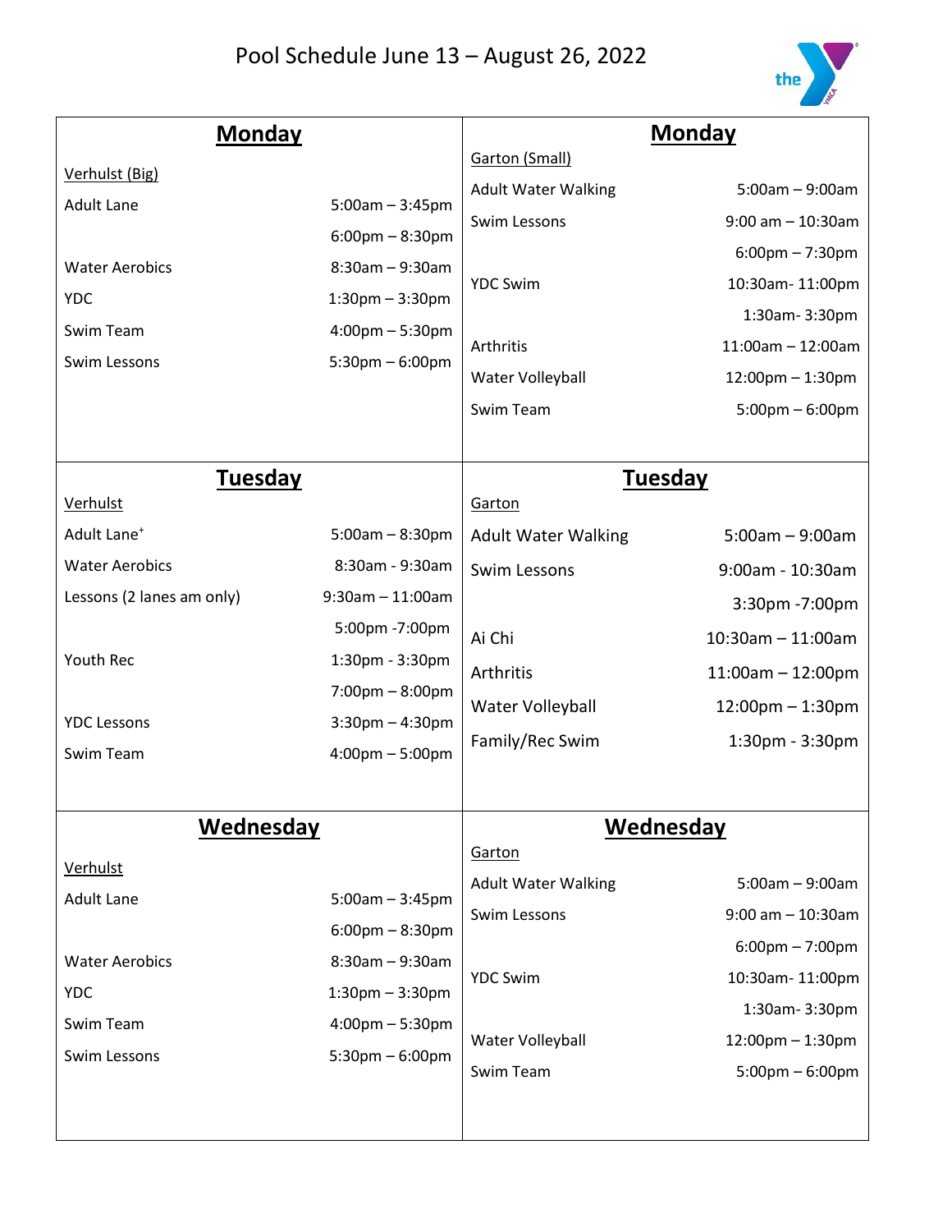# Pool Schedule June 13 – August 26, 2022

## Monday

**Verhulst (Big)**

| Activity | Time |
|---|---|
| Adult Lane | 5:00am – 3:45pm |
| | 6:00pm – 8:30pm |
| Water Aerobics | 8:30am – 9:30am |
| YDC | 1:30pm – 3:30pm |
| Swim Team | 4:00pm – 5:30pm |
| Swim Lessons | 5:30pm – 6:00pm |

**Garton (Small)**

| Activity | Time |
|---|---|
| Adult Water Walking | 5:00am – 9:00am |
| Swim Lessons | 9:00 am – 10:30am |
| | 6:00pm – 7:30pm |
| YDC Swim | 10:30am- 11:00pm |
| | 1:30am- 3:30pm |
| Arthritis | 11:00am – 12:00am |
| Water Volleyball | 12:00pm – 1:30pm |
| Swim Team | 5:00pm – 6:00pm |

## Tuesday

**Verhulst**

| Activity | Time |
|---|---|
| Adult Lane+ | 5:00am – 8:30pm |
| Water Aerobics | 8:30am - 9:30am |
| Lessons (2 lanes am only) | 9:30am – 11:00am |
| | 5:00pm -7:00pm |
| Youth Rec | 1:30pm - 3:30pm |
| | 7:00pm – 8:00pm |
| YDC Lessons | 3:30pm – 4:30pm |
| Swim Team | 4:00pm – 5:00pm |

**Garton**

| Activity | Time |
|---|---|
| Adult Water Walking | 5:00am – 9:00am |
| Swim Lessons | 9:00am - 10:30am |
| | 3:30pm -7:00pm |
| Ai Chi | 10:30am – 11:00am |
| Arthritis | 11:00am – 12:00pm |
| Water Volleyball | 12:00pm – 1:30pm |
| Family/Rec Swim | 1:30pm - 3:30pm |

## Wednesday

**Verhulst**

| Activity | Time |
|---|---|
| Adult Lane | 5:00am – 3:45pm |
| | 6:00pm – 8:30pm |
| Water Aerobics | 8:30am – 9:30am |
| YDC | 1:30pm – 3:30pm |
| Swim Team | 4:00pm – 5:30pm |
| Swim Lessons | 5:30pm – 6:00pm |

**Garton**

| Activity | Time |
|---|---|
| Adult Water Walking | 5:00am – 9:00am |
| Swim Lessons | 9:00 am – 10:30am |
| | 6:00pm – 7:00pm |
| YDC Swim | 10:30am- 11:00pm |
| | 1:30am- 3:30pm |
| Water Volleyball | 12:00pm – 1:30pm |
| Swim Team | 5:00pm – 6:00pm |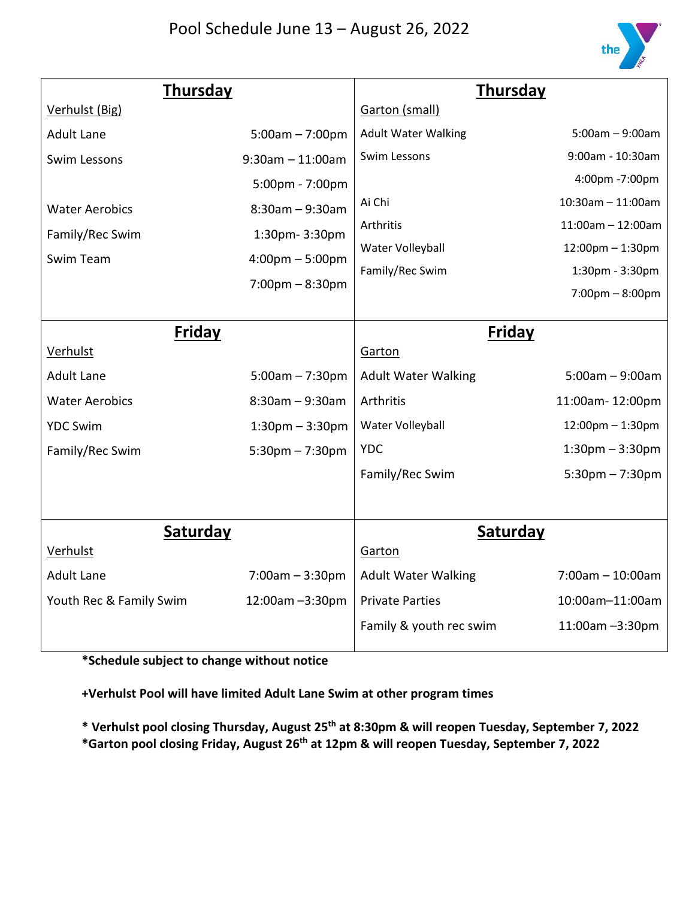# Pool Schedule June 13 – August 26, 2022

| Thursday | | Thursday | |
|---|---|---|---|
| Verhulst (Big) | | Garton (small) | |
| Adult Lane | 5:00am – 7:00pm | Adult Water Walking | 5:00am – 9:00am |
| Swim Lessons | 9:30am – 11:00am | Swim Lessons | 9:00am - 10:30am |
| | 5:00pm - 7:00pm | | 4:00pm -7:00pm |
| Water Aerobics | 8:30am – 9:30am | Ai Chi | 10:30am – 11:00am |
| Family/Rec Swim | 1:30pm- 3:30pm | Arthritis | 11:00am – 12:00am |
| Swim Team | 4:00pm – 5:00pm | Water Volleyball | 12:00pm – 1:30pm |
| | 7:00pm – 8:30pm | Family/Rec Swim | 1:30pm - 3:30pm |
| | | | 7:00pm – 8:00pm |

| Friday | | Friday | |
|---|---|---|---|
| Verhulst | | Garton | |
| Adult Lane | 5:00am – 7:30pm | Adult Water Walking | 5:00am – 9:00am |
| Water Aerobics | 8:30am – 9:30am | Arthritis | 11:00am- 12:00pm |
| YDC Swim | 1:30pm – 3:30pm | Water Volleyball | 12:00pm – 1:30pm |
| Family/Rec Swim | 5:30pm – 7:30pm | YDC | 1:30pm – 3:30pm |
| | | Family/Rec Swim | 5:30pm – 7:30pm |

| Saturday | | Saturday | |
|---|---|---|---|
| Verhulst | | Garton | |
| Adult Lane | 7:00am – 3:30pm | Adult Water Walking | 7:00am – 10:00am |
| Youth Rec & Family Swim | 12:00am –3:30pm | Private Parties | 10:00am–11:00am |
| | | Family & youth rec swim | 11:00am –3:30pm |

**\*Schedule subject to change without notice**

**+Verhulst Pool will have limited Adult Lane Swim at other program times**

**\* Verhulst pool closing Thursday, August 25th at 8:30pm & will reopen Tuesday, September 7, 2022**
**\*Garton pool closing Friday, August 26th at 12pm & will reopen Tuesday, September 7, 2022**